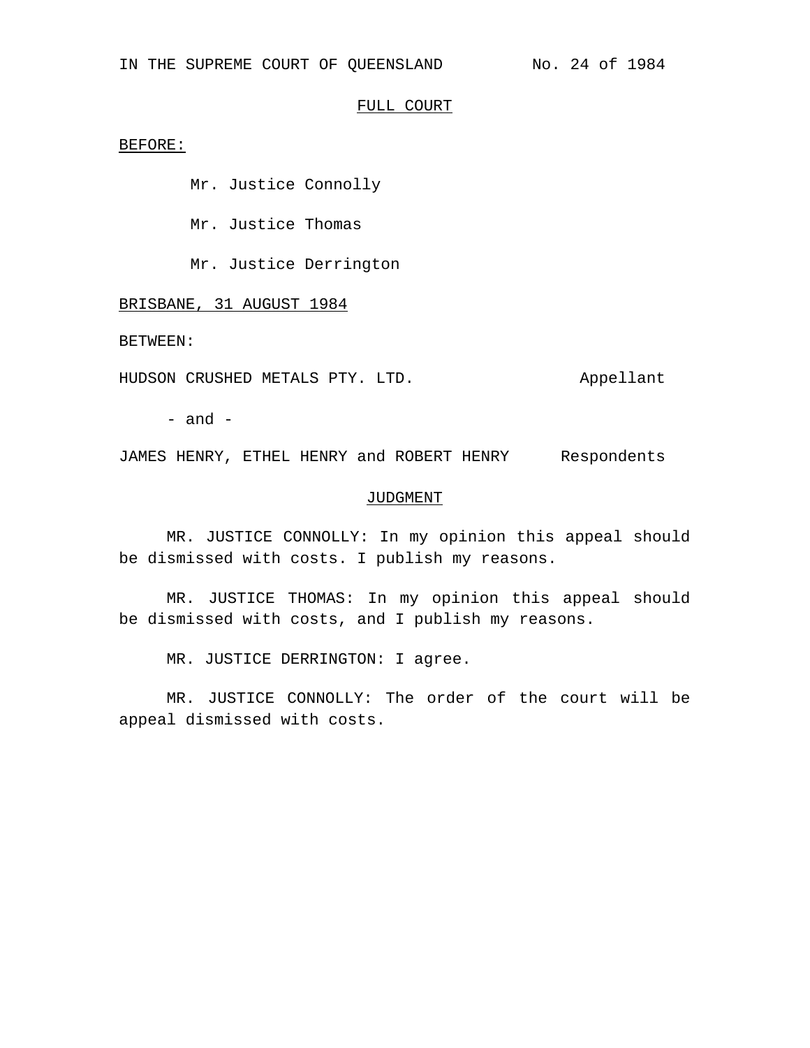IN THE SUPREME COURT OF QUEENSLAND No. 24 of 1984

FULL COURT

BEFORE:

Mr. Justice Connolly

Mr. Justice Thomas

Mr. Justice Derrington

BRISBANE, 31 AUGUST 1984

BETWEEN:

HUDSON CRUSHED METALS PTY. LTD. Appellant

- and -

JAMES HENRY, ETHEL HENRY and ROBERT HENRY Respondents

JUDGMENT

MR. JUSTICE CONNOLLY: In my opinion this appeal should be dismissed with costs. I publish my reasons.

MR. JUSTICE THOMAS: In my opinion this appeal should be dismissed with costs, and I publish my reasons.

MR. JUSTICE DERRINGTON: I agree.

MR. JUSTICE CONNOLLY: The order of the court will be appeal dismissed with costs.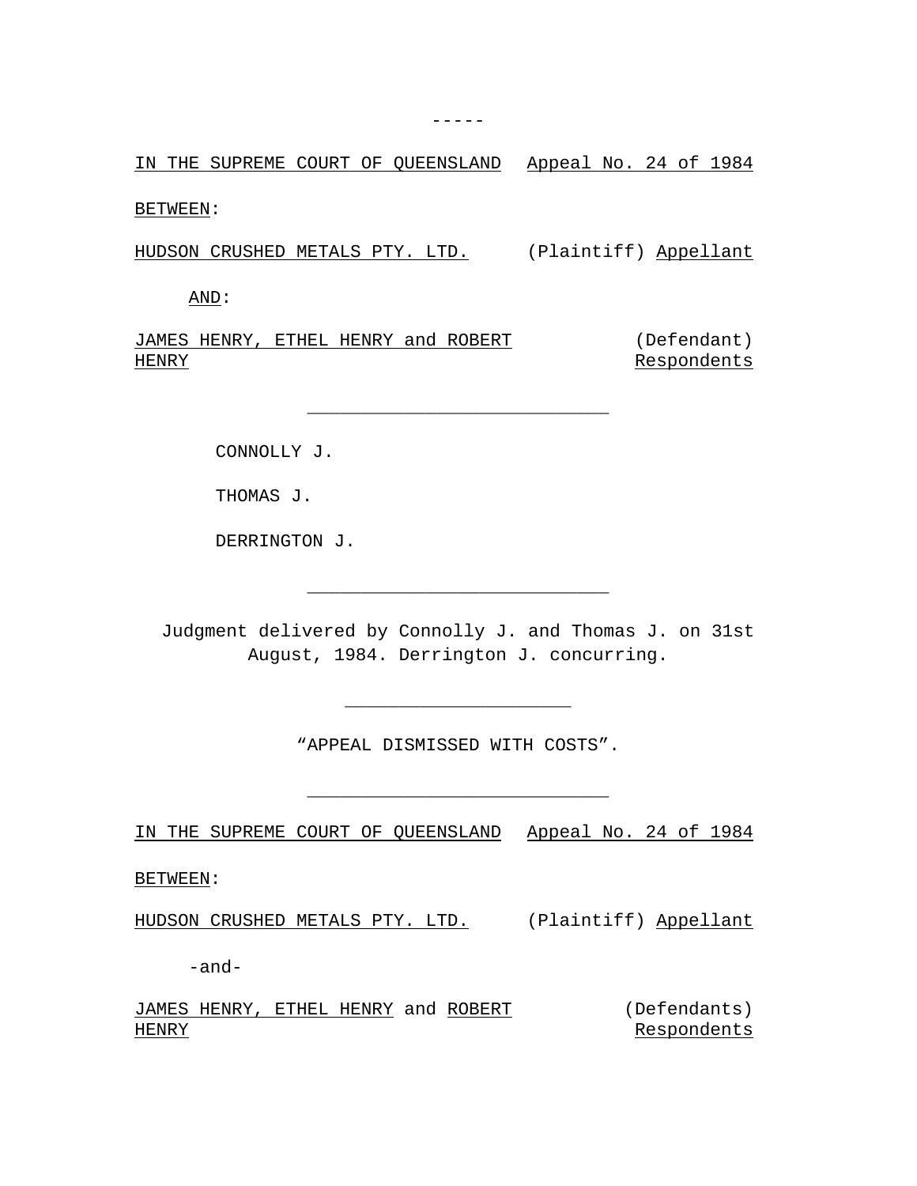-----

IN THE SUPREME COURT OF QUEENSLAND Appeal No. 24 of 1984

BETWEEN:

HUDSON CRUSHED METALS PTY. LTD. (Plaintiff) Appellant

AND:

JAMES HENRY, ETHEL HENRY and ROBERT HENRY (Defendant) Respondents

---

CONNOLLY J.

THOMAS J.

DERRINGTON J.

---

Judgment delivered by Connolly J. and Thomas J. on 31st August, 1984. Derrington J. concurring.

---

"APPEAL DISMISSED WITH COSTS".

---

IN THE SUPREME COURT OF QUEENSLAND Appeal No. 24 of 1984

BETWEEN:

HUDSON CRUSHED METALS PTY. LTD. (Plaintiff) Appellant

-and-

JAMES HENRY, ETHEL HENRY and ROBERT HENRY (Defendants) Respondents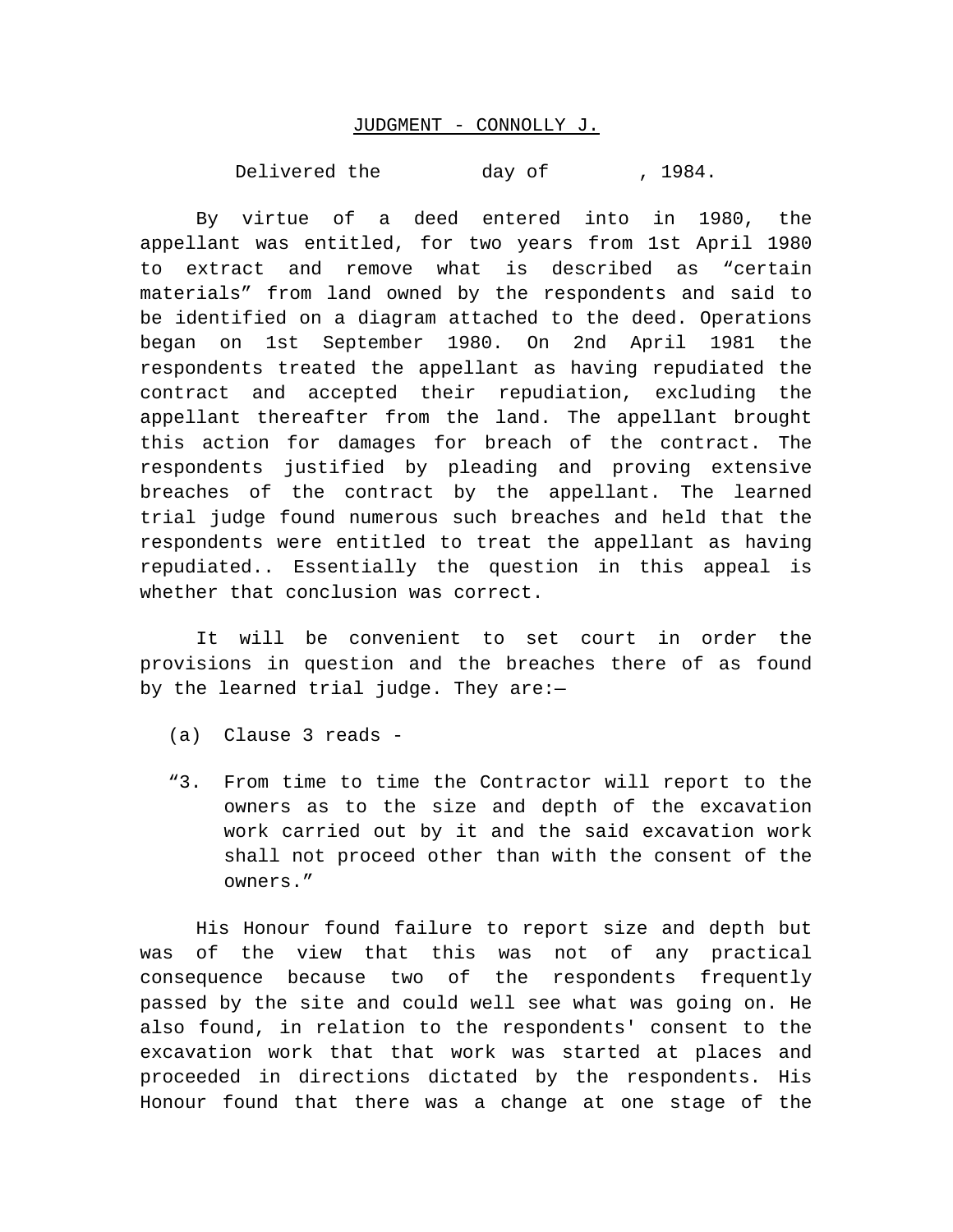JUDGMENT - CONNOLLY J.

Delivered the day of , 1984.

By virtue of a deed entered into in 1980, the appellant was entitled, for two years from 1st April 1980 to extract and remove what is described as “certain materials” from land owned by the respondents and said to be identified on a diagram attached to the deed. Operations began on 1st September 1980. On 2nd April 1981 the respondents treated the appellant as having repudiated the contract and accepted their repudiation, excluding the appellant thereafter from the land. The appellant brought this action for damages for breach of the contract. The respondents justified by pleading and proving extensive breaches of the contract by the appellant. The learned trial judge found numerous such breaches and held that the respondents were entitled to treat the appellant as having repudiated.. Essentially the question in this appeal is whether that conclusion was correct.

It will be convenient to set court in order the provisions in question and the breaches there of as found by the learned trial judge. They are:—

(a) Clause 3 reads -

“3. From time to time the Contractor will report to the owners as to the size and depth of the excavation work carried out by it and the said excavation work shall not proceed other than with the consent of the owners.”

His Honour found failure to report size and depth but was of the view that this was not of any practical consequence because two of the respondents frequently passed by the site and could well see what was going on. He also found, in relation to the respondents' consent to the excavation work that that work was started at places and proceeded in directions dictated by the respondents. His Honour found that there was a change at one stage of the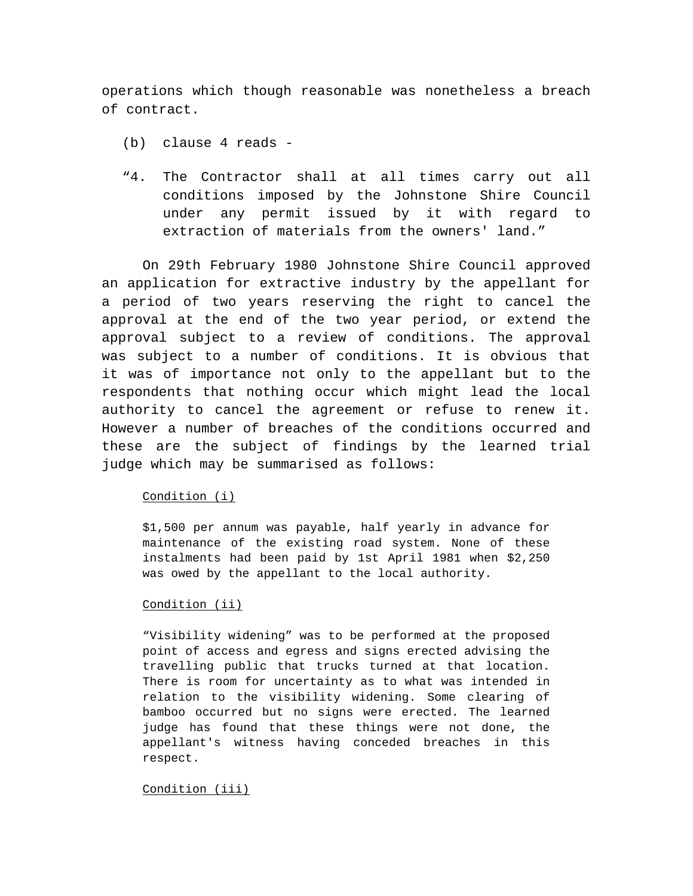operations which though reasonable was nonetheless a breach of contract.

(b) clause 4 reads -

> "4. The Contractor shall at all times carry out all conditions imposed by the Johnstone Shire Council under any permit issued by it with regard to extraction of materials from the owners' land."

On 29th February 1980 Johnstone Shire Council approved an application for extractive industry by the appellant for a period of two years reserving the right to cancel the approval at the end of the two year period, or extend the approval subject to a review of conditions. The approval was subject to a number of conditions. It is obvious that it was of importance not only to the appellant but to the respondents that nothing occur which might lead the local authority to cancel the agreement or refuse to renew it. However a number of breaches of the conditions occurred and these are the subject of findings by the learned trial judge which may be summarised as follows:

<u>Condition (i)</u>

> $1,500 per annum was payable, half yearly in advance for maintenance of the existing road system. None of these instalments had been paid by 1st April 1981 when $2,250 was owed by the appellant to the local authority.

<u>Condition (ii)</u>

> "Visibility widening" was to be performed at the proposed point of access and egress and signs erected advising the travelling public that trucks turned at that location. There is room for uncertainty as to what was intended in relation to the visibility widening. Some clearing of bamboo occurred but no signs were erected. The learned judge has found that these things were not done, the appellant's witness having conceded breaches in this respect.

<u>Condition (iii)</u>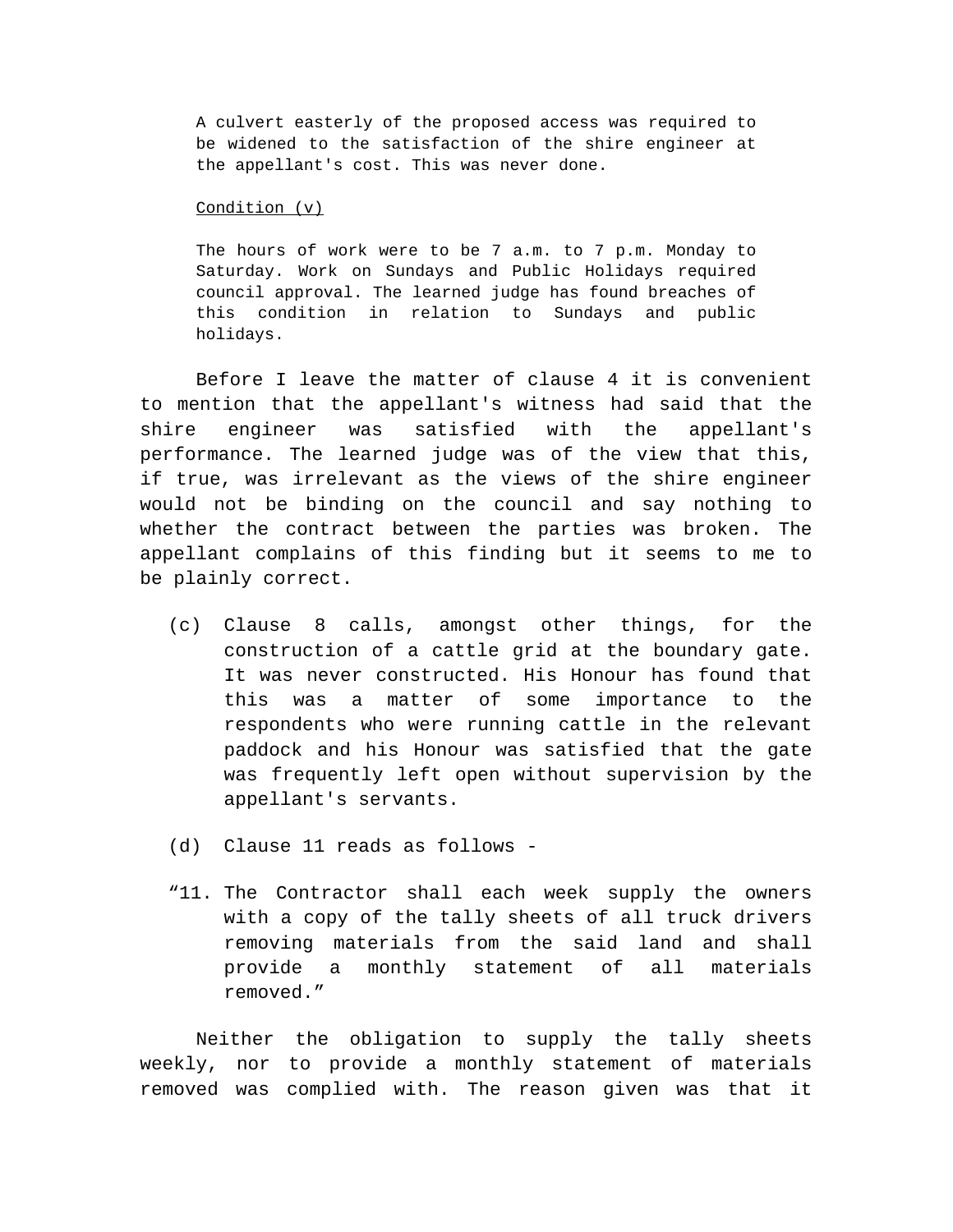A culvert easterly of the proposed access was required to be widened to the satisfaction of the shire engineer at the appellant's cost. This was never done.

Condition (v)

The hours of work were to be 7 a.m. to 7 p.m. Monday to Saturday. Work on Sundays and Public Holidays required council approval. The learned judge has found breaches of this condition in relation to Sundays and public holidays.

Before I leave the matter of clause 4 it is convenient to mention that the appellant's witness had said that the shire engineer was satisfied with the appellant's performance. The learned judge was of the view that this, if true, was irrelevant as the views of the shire engineer would not be binding on the council and say nothing to whether the contract between the parties was broken. The appellant complains of this finding but it seems to me to be plainly correct.

(c) Clause 8 calls, amongst other things, for the construction of a cattle grid at the boundary gate. It was never constructed. His Honour has found that this was a matter of some importance to the respondents who were running cattle in the relevant paddock and his Honour was satisfied that the gate was frequently left open without supervision by the appellant's servants.

(d) Clause 11 reads as follows -

“11. The Contractor shall each week supply the owners with a copy of the tally sheets of all truck drivers removing materials from the said land and shall provide a monthly statement of all materials removed.”

Neither the obligation to supply the tally sheets weekly, nor to provide a monthly statement of materials removed was complied with. The reason given was that it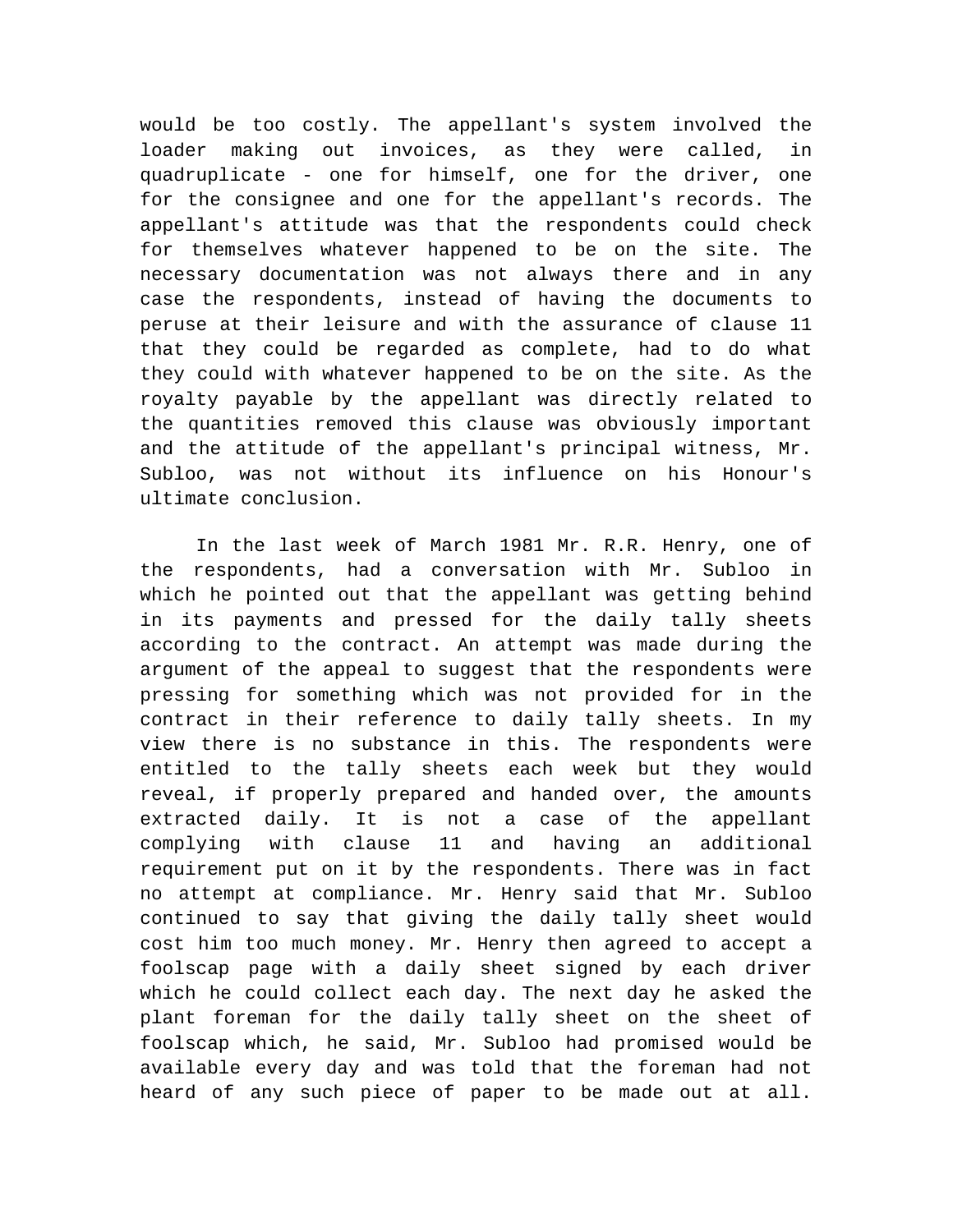would be too costly. The appellant's system involved the loader making out invoices, as they were called, in quadruplicate - one for himself, one for the driver, one for the consignee and one for the appellant's records. The appellant's attitude was that the respondents could check for themselves whatever happened to be on the site. The necessary documentation was not always there and in any case the respondents, instead of having the documents to peruse at their leisure and with the assurance of clause 11 that they could be regarded as complete, had to do what they could with whatever happened to be on the site. As the royalty payable by the appellant was directly related to the quantities removed this clause was obviously important and the attitude of the appellant's principal witness, Mr. Subloo, was not without its influence on his Honour's ultimate conclusion.

In the last week of March 1981 Mr. R.R. Henry, one of the respondents, had a conversation with Mr. Subloo in which he pointed out that the appellant was getting behind in its payments and pressed for the daily tally sheets according to the contract. An attempt was made during the argument of the appeal to suggest that the respondents were pressing for something which was not provided for in the contract in their reference to daily tally sheets. In my view there is no substance in this. The respondents were entitled to the tally sheets each week but they would reveal, if properly prepared and handed over, the amounts extracted daily. It is not a case of the appellant complying with clause 11 and having an additional requirement put on it by the respondents. There was in fact no attempt at compliance. Mr. Henry said that Mr. Subloo continued to say that giving the daily tally sheet would cost him too much money. Mr. Henry then agreed to accept a foolscap page with a daily sheet signed by each driver which he could collect each day. The next day he asked the plant foreman for the daily tally sheet on the sheet of foolscap which, he said, Mr. Subloo had promised would be available every day and was told that the foreman had not heard of any such piece of paper to be made out at all.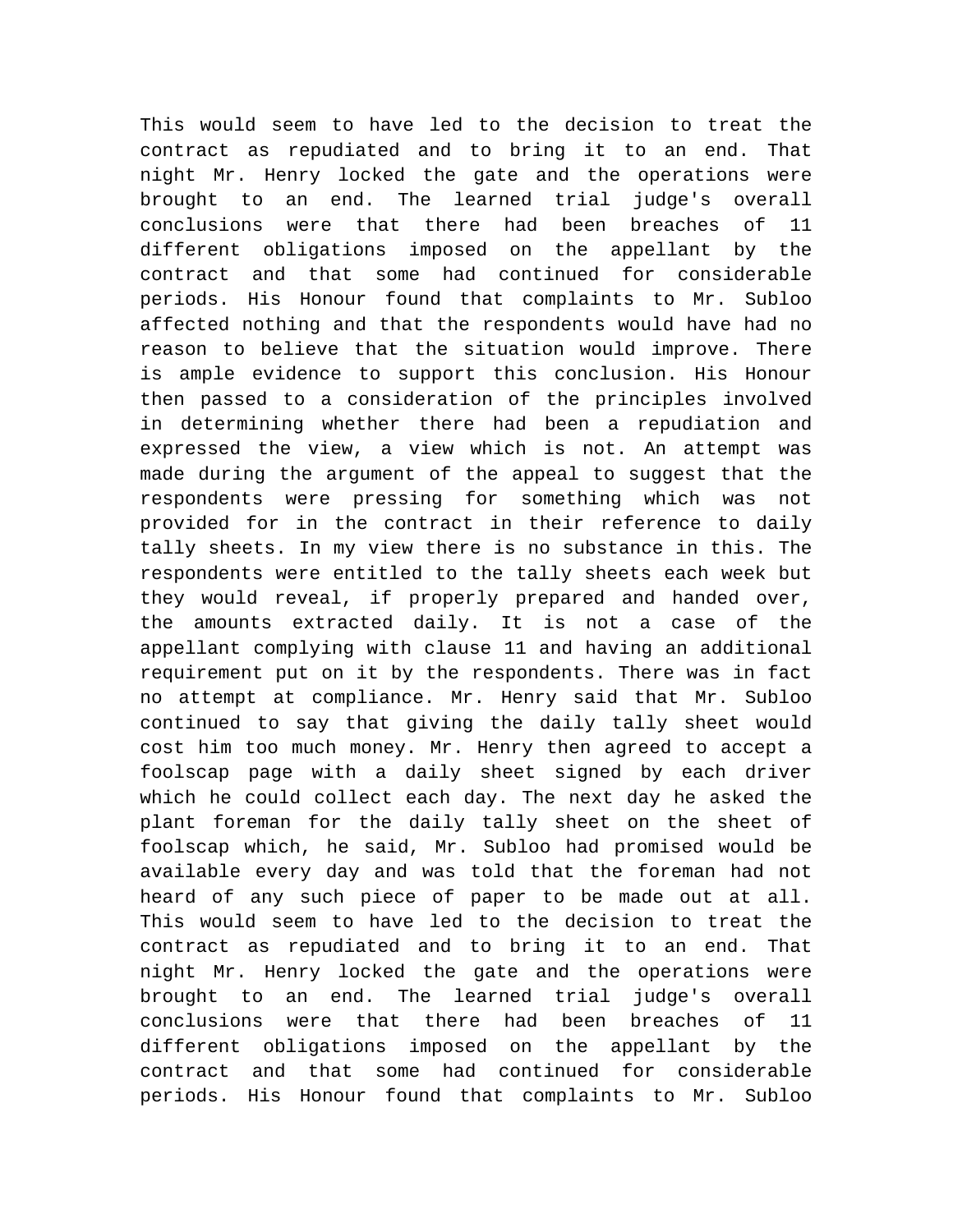This would seem to have led to the decision to treat the contract as repudiated and to bring it to an end. That night Mr. Henry locked the gate and the operations were brought to an end. The learned trial judge's overall conclusions were that there had been breaches of 11 different obligations imposed on the appellant by the contract and that some had continued for considerable periods. His Honour found that complaints to Mr. Subloo affected nothing and that the respondents would have had no reason to believe that the situation would improve. There is ample evidence to support this conclusion. His Honour then passed to a consideration of the principles involved in determining whether there had been a repudiation and expressed the view, a view which is not. An attempt was made during the argument of the appeal to suggest that the respondents were pressing for something which was not provided for in the contract in their reference to daily tally sheets. In my view there is no substance in this. The respondents were entitled to the tally sheets each week but they would reveal, if properly prepared and handed over, the amounts extracted daily. It is not a case of the appellant complying with clause 11 and having an additional requirement put on it by the respondents. There was in fact no attempt at compliance. Mr. Henry said that Mr. Subloo continued to say that giving the daily tally sheet would cost him too much money. Mr. Henry then agreed to accept a foolscap page with a daily sheet signed by each driver which he could collect each day. The next day he asked the plant foreman for the daily tally sheet on the sheet of foolscap which, he said, Mr. Subloo had promised would be available every day and was told that the foreman had not heard of any such piece of paper to be made out at all. This would seem to have led to the decision to treat the contract as repudiated and to bring it to an end. That night Mr. Henry locked the gate and the operations were brought to an end. The learned trial judge's overall conclusions were that there had been breaches of 11 different obligations imposed on the appellant by the contract and that some had continued for considerable periods. His Honour found that complaints to Mr. Subloo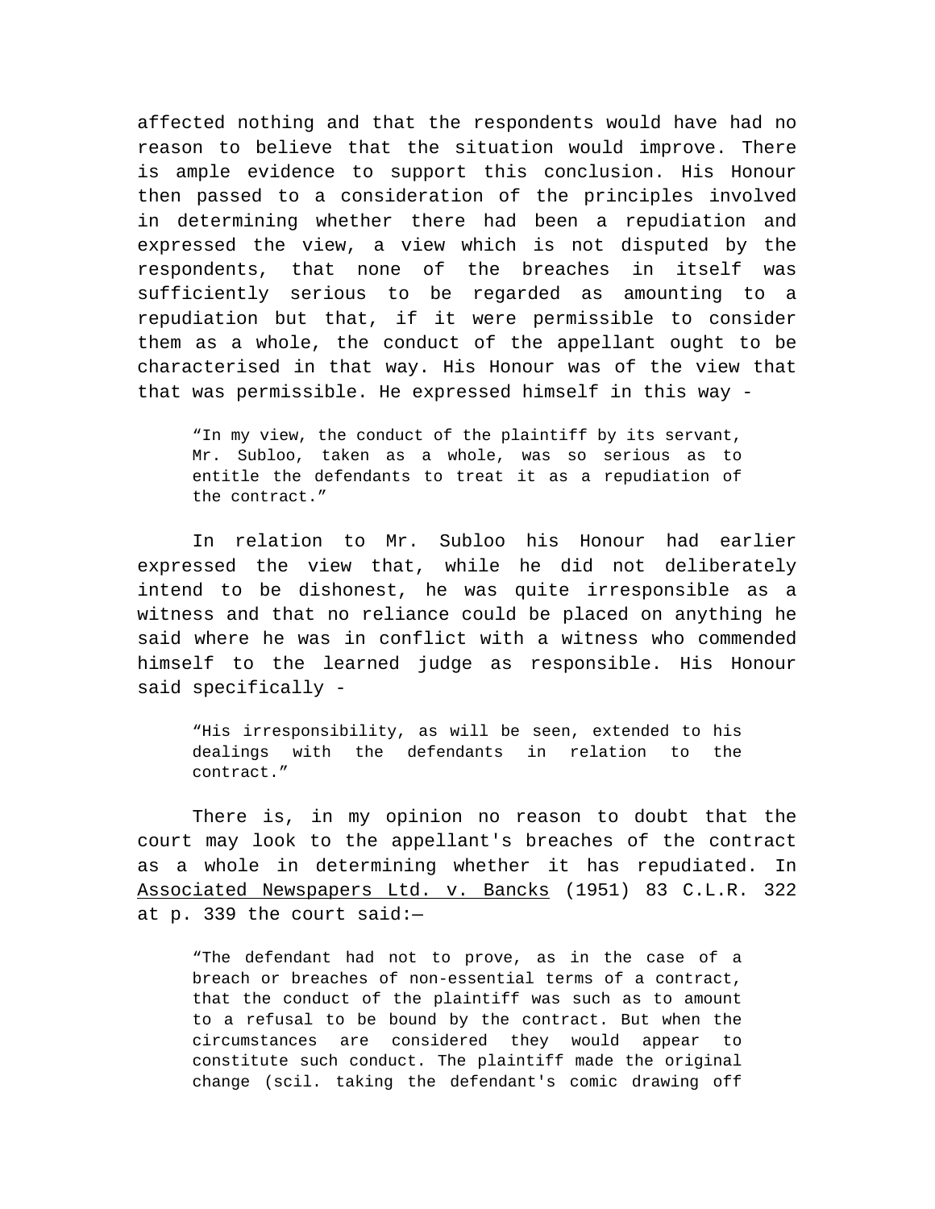affected nothing and that the respondents would have had no reason to believe that the situation would improve. There is ample evidence to support this conclusion. His Honour then passed to a consideration of the principles involved in determining whether there had been a repudiation and expressed the view, a view which is not disputed by the respondents, that none of the breaches in itself was sufficiently serious to be regarded as amounting to a repudiation but that, if it were permissible to consider them as a whole, the conduct of the appellant ought to be characterised in that way. His Honour was of the view that that was permissible. He expressed himself in this way -

> “In my view, the conduct of the plaintiff by its servant, Mr. Subloo, taken as a whole, was so serious as to entitle the defendants to treat it as a repudiation of the contract.”

In relation to Mr. Subloo his Honour had earlier expressed the view that, while he did not deliberately intend to be dishonest, he was quite irresponsible as a witness and that no reliance could be placed on anything he said where he was in conflict with a witness who commended himself to the learned judge as responsible. His Honour said specifically -

> “His irresponsibility, as will be seen, extended to his dealings with the defendants in relation to the contract.”

There is, in my opinion no reason to doubt that the court may look to the appellant's breaches of the contract as a whole in determining whether it has repudiated. In Associated Newspapers Ltd. v. Bancks (1951) 83 C.L.R. 322 at p. 339 the court said:—

> “The defendant had not to prove, as in the case of a breach or breaches of non-essential terms of a contract, that the conduct of the plaintiff was such as to amount to a refusal to be bound by the contract. But when the circumstances are considered they would appear to constitute such conduct. The plaintiff made the original change (scil. taking the defendant's comic drawing off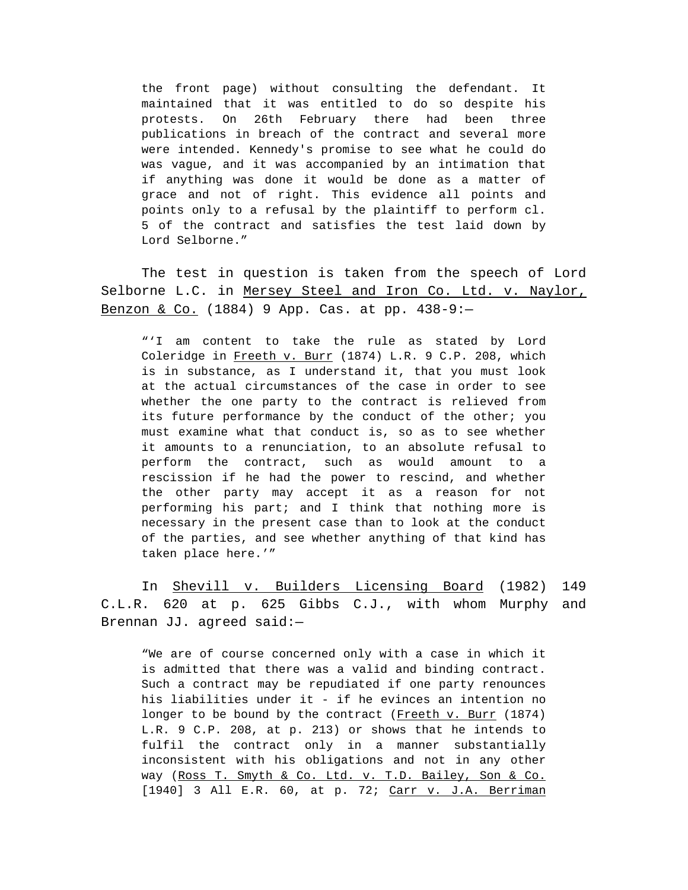> the front page) without consulting the defendant. It maintained that it was entitled to do so despite his protests. On 26th February there had been three publications in breach of the contract and several more were intended. Kennedy's promise to see what he could do was vague, and it was accompanied by an intimation that if anything was done it would be done as a matter of grace and not of right. This evidence all points and points only to a refusal by the plaintiff to perform cl. 5 of the contract and satisfies the test laid down by Lord Selborne."

The test in question is taken from the speech of Lord Selborne L.C. in Mersey Steel and Iron Co. Ltd. v. Naylor, Benzon & Co. (1884) 9 App. Cas. at pp. 438-9:—

> "'I am content to take the rule as stated by Lord Coleridge in Freeth v. Burr (1874) L.R. 9 C.P. 208, which is in substance, as I understand it, that you must look at the actual circumstances of the case in order to see whether the one party to the contract is relieved from its future performance by the conduct of the other; you must examine what that conduct is, so as to see whether it amounts to a renunciation, to an absolute refusal to perform the contract, such as would amount to a rescission if he had the power to rescind, and whether the other party may accept it as a reason for not performing his part; and I think that nothing more is necessary in the present case than to look at the conduct of the parties, and see whether anything of that kind has taken place here.'"

In Shevill v. Builders Licensing Board (1982) 149 C.L.R. 620 at p. 625 Gibbs C.J., with whom Murphy and Brennan JJ. agreed said:—

> "We are of course concerned only with a case in which it is admitted that there was a valid and binding contract. Such a contract may be repudiated if one party renounces his liabilities under it - if he evinces an intention no longer to be bound by the contract (Freeth v. Burr (1874) L.R. 9 C.P. 208, at p. 213) or shows that he intends to fulfil the contract only in a manner substantially inconsistent with his obligations and not in any other way (Ross T. Smyth & Co. Ltd. v. T.D. Bailey, Son & Co. [1940] 3 All E.R. 60, at p. 72; Carr v. J.A. Berriman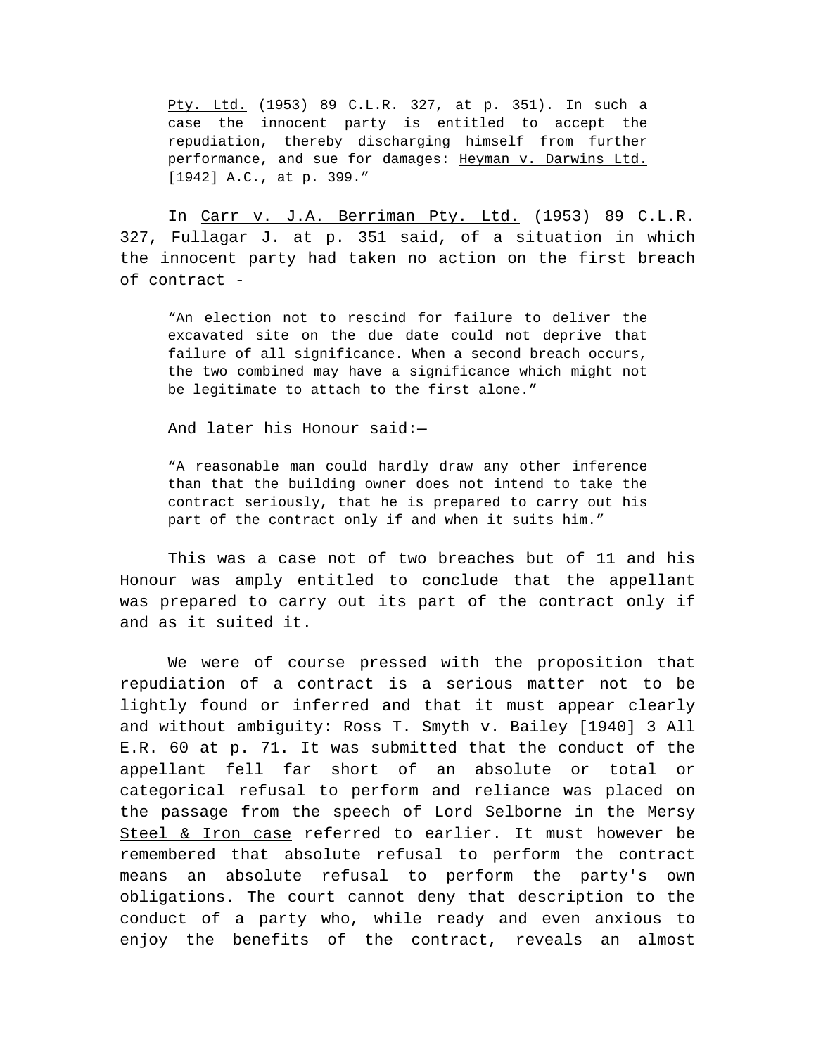> Pty. Ltd. (1953) 89 C.L.R. 327, at p. 351). In such a case the innocent party is entitled to accept the repudiation, thereby discharging himself from further performance, and sue for damages: Heyman v. Darwins Ltd. [1942] A.C., at p. 399."

In Carr v. J.A. Berriman Pty. Ltd. (1953) 89 C.L.R. 327, Fullagar J. at p. 351 said, of a situation in which the innocent party had taken no action on the first breach of contract -

> "An election not to rescind for failure to deliver the excavated site on the due date could not deprive that failure of all significance. When a second breach occurs, the two combined may have a significance which might not be legitimate to attach to the first alone."

And later his Honour said:—

> "A reasonable man could hardly draw any other inference than that the building owner does not intend to take the contract seriously, that he is prepared to carry out his part of the contract only if and when it suits him."

This was a case not of two breaches but of 11 and his Honour was amply entitled to conclude that the appellant was prepared to carry out its part of the contract only if and as it suited it.

We were of course pressed with the proposition that repudiation of a contract is a serious matter not to be lightly found or inferred and that it must appear clearly and without ambiguity: Ross T. Smyth v. Bailey [1940] 3 All E.R. 60 at p. 71. It was submitted that the conduct of the appellant fell far short of an absolute or total or categorical refusal to perform and reliance was placed on the passage from the speech of Lord Selborne in the Mersy Steel & Iron case referred to earlier. It must however be remembered that absolute refusal to perform the contract means an absolute refusal to perform the party's own obligations. The court cannot deny that description to the conduct of a party who, while ready and even anxious to enjoy the benefits of the contract, reveals an almost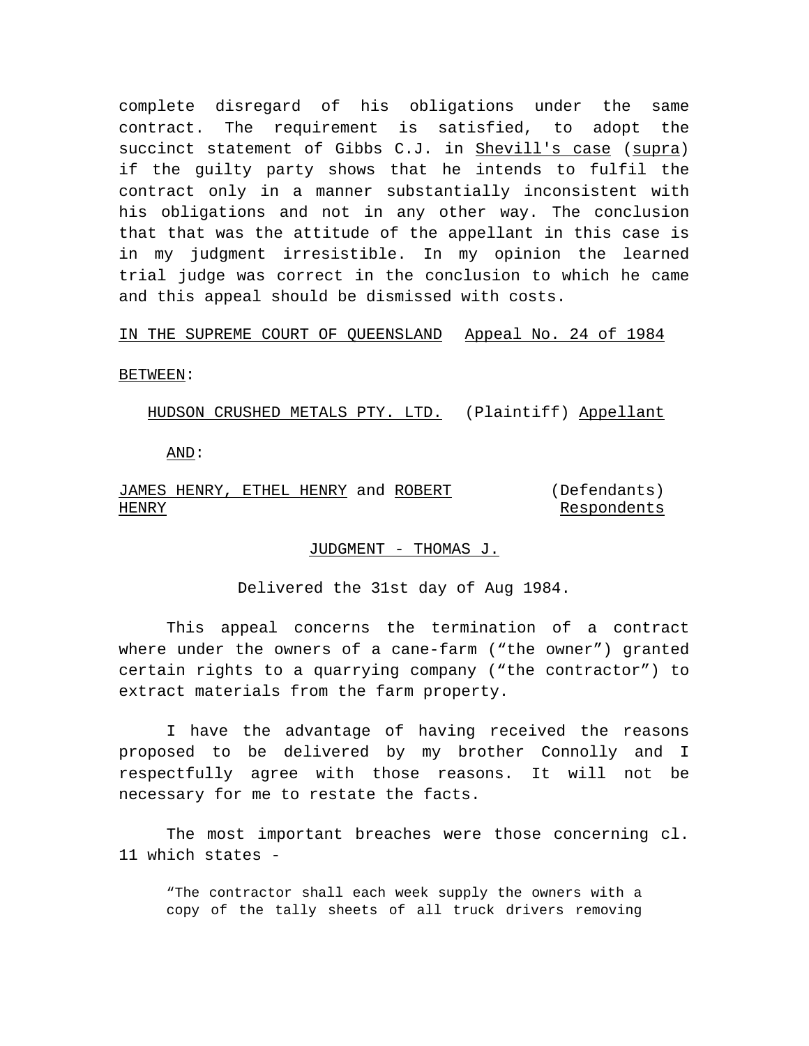complete disregard of his obligations under the same contract. The requirement is satisfied, to adopt the succinct statement of Gibbs C.J. in Shevill's case (supra) if the guilty party shows that he intends to fulfil the contract only in a manner substantially inconsistent with his obligations and not in any other way. The conclusion that that was the attitude of the appellant in this case is in my judgment irresistible. In my opinion the learned trial judge was correct in the conclusion to which he came and this appeal should be dismissed with costs.

IN THE SUPREME COURT OF QUEENSLAND Appeal No. 24 of 1984

BETWEEN:

HUDSON CRUSHED METALS PTY. LTD. (Plaintiff) Appellant

AND:

JAMES HENRY, ETHEL HENRY and ROBERT HENRY (Defendants) Respondents

JUDGMENT - THOMAS J.

Delivered the 31st day of Aug 1984.

This appeal concerns the termination of a contract where under the owners of a cane-farm ("the owner") granted certain rights to a quarrying company ("the contractor") to extract materials from the farm property.

I have the advantage of having received the reasons proposed to be delivered by my brother Connolly and I respectfully agree with those reasons. It will not be necessary for me to restate the facts.

The most important breaches were those concerning cl. 11 which states -

> "The contractor shall each week supply the owners with a copy of the tally sheets of all truck drivers removing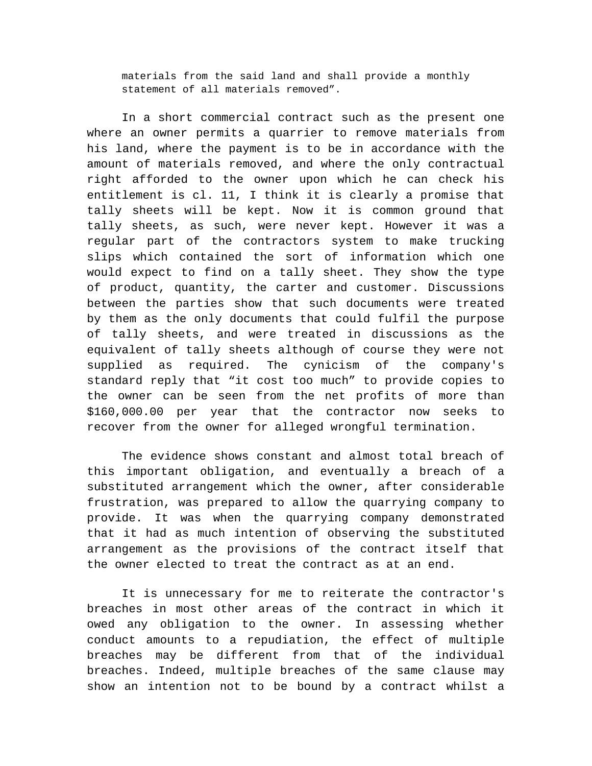> materials from the said land and shall provide a monthly statement of all materials removed".

In a short commercial contract such as the present one where an owner permits a quarrier to remove materials from his land, where the payment is to be in accordance with the amount of materials removed, and where the only contractual right afforded to the owner upon which he can check his entitlement is cl. 11, I think it is clearly a promise that tally sheets will be kept. Now it is common ground that tally sheets, as such, were never kept. However it was a regular part of the contractors system to make trucking slips which contained the sort of information which one would expect to find on a tally sheet. They show the type of product, quantity, the carter and customer. Discussions between the parties show that such documents were treated by them as the only documents that could fulfil the purpose of tally sheets, and were treated in discussions as the equivalent of tally sheets although of course they were not supplied as required. The cynicism of the company's standard reply that "it cost too much" to provide copies to the owner can be seen from the net profits of more than $160,000.00 per year that the contractor now seeks to recover from the owner for alleged wrongful termination.

The evidence shows constant and almost total breach of this important obligation, and eventually a breach of a substituted arrangement which the owner, after considerable frustration, was prepared to allow the quarrying company to provide. It was when the quarrying company demonstrated that it had as much intention of observing the substituted arrangement as the provisions of the contract itself that the owner elected to treat the contract as at an end.

It is unnecessary for me to reiterate the contractor's breaches in most other areas of the contract in which it owed any obligation to the owner. In assessing whether conduct amounts to a repudiation, the effect of multiple breaches may be different from that of the individual breaches. Indeed, multiple breaches of the same clause may show an intention not to be bound by a contract whilst a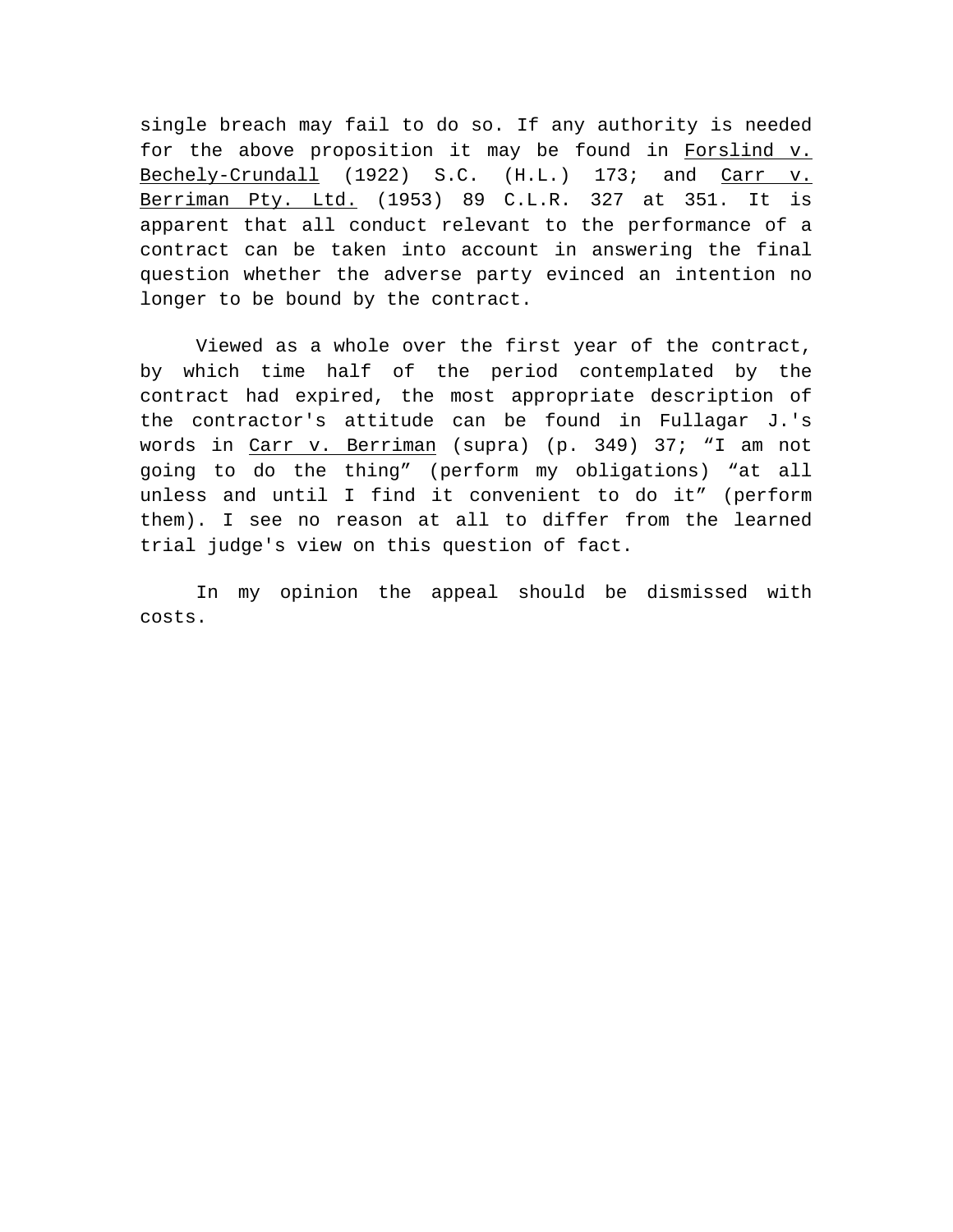single breach may fail to do so. If any authority is needed for the above proposition it may be found in Forslind v. Bechely-Crundall (1922) S.C. (H.L.) 173; and Carr v. Berriman Pty. Ltd. (1953) 89 C.L.R. 327 at 351. It is apparent that all conduct relevant to the performance of a contract can be taken into account in answering the final question whether the adverse party evinced an intention no longer to be bound by the contract.

Viewed as a whole over the first year of the contract, by which time half of the period contemplated by the contract had expired, the most appropriate description of the contractor's attitude can be found in Fullagar J.'s words in Carr v. Berriman (supra) (p. 349) 37; "I am not going to do the thing" (perform my obligations) "at all unless and until I find it convenient to do it" (perform them). I see no reason at all to differ from the learned trial judge's view on this question of fact.

In my opinion the appeal should be dismissed with costs.